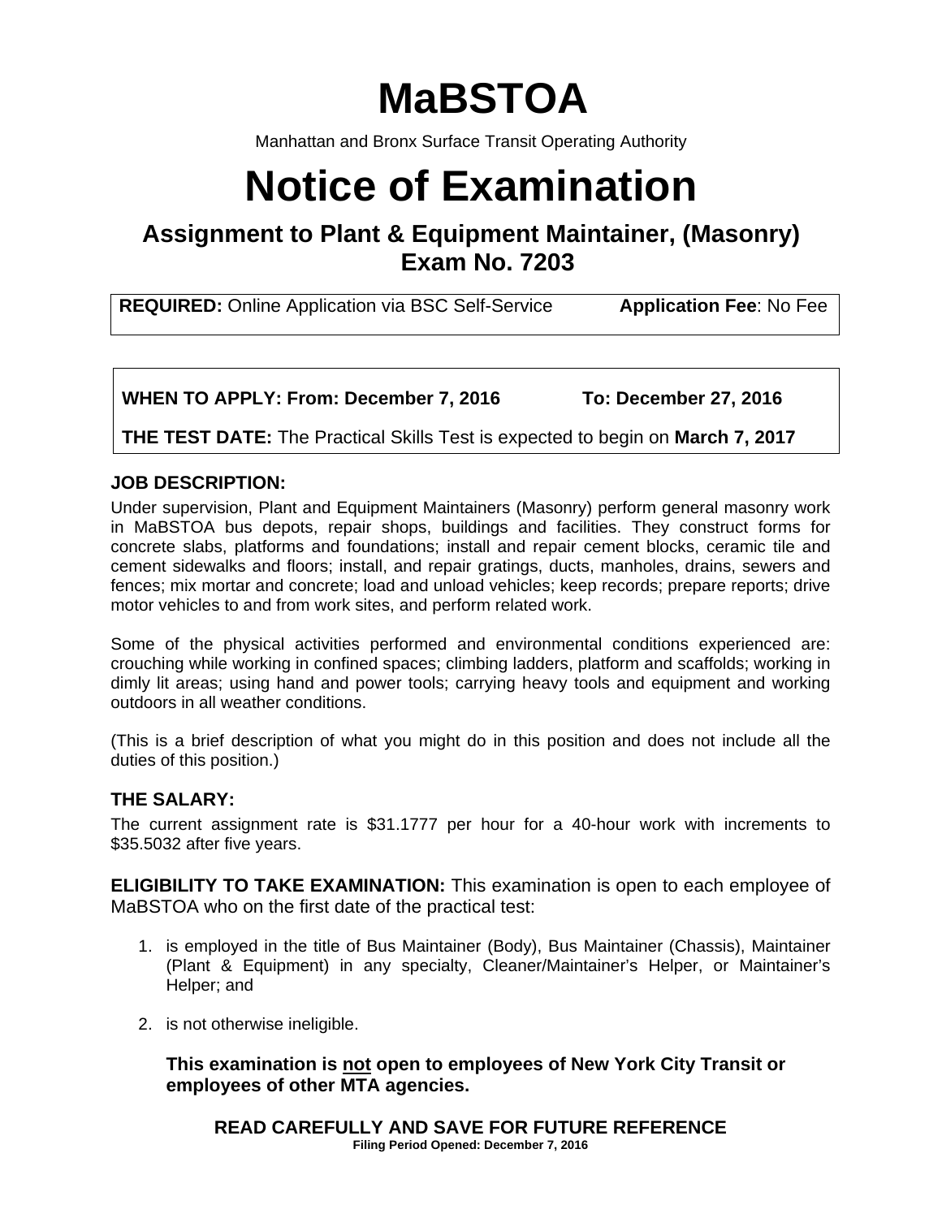# MaBSTOA

Manhattan and Bronx Surface Transit Operating Authority

# Notice of Examination

## Assignment to Plant & Equipment Maintainer, (Masonry) Exam No. 7203

**REQUIRED:** Online Application via BSC Self-Service **Application Fee**: No Fee

**WHEN TO APPLY: From: December 7, 2016 To: December 27, 2016**

**THE TEST DATE:** The Practical Skills Test is expected to begin on **March 7, 2017**

### JOB DESCRIPTION:

Under supervision, Plant and Equipment Maintainers (Masonry) perform general masonry work in MaBSTOA bus depots, repair shops, buildings and facilities. They construct forms for concrete slabs, platforms and foundations; install and repair cement blocks, ceramic tile and cement sidewalks and floors; install, and repair gratings, ducts, manholes, drains, sewers and fences; mix mortar and concrete; load and unload vehicles; keep records; prepare reports; drive motor vehicles to and from work sites, and perform related work.

Some of the physical activities performed and environmental conditions experienced are: crouching while working in confined spaces; climbing ladders, platform and scaffolds; working in dimly lit areas; using hand and power tools; carrying heavy tools and equipment and working outdoors in all weather conditions.

(This is a brief description of what you might do in this position and does not include all the duties of this position.)

### THE SALARY:

The current assignment rate is $31.1777 per hour for a 40-hour work with increments to $35.5032 after five years.

**ELIGIBILITY TO TAKE EXAMINATION:** This examination is open to each employee of MaBSTOA who on the first date of the practical test:

1. is employed in the title of Bus Maintainer (Body), Bus Maintainer (Chassis), Maintainer (Plant & Equipment) in any specialty, Cleaner/Maintainer's Helper, or Maintainer's Helper; and
2. is not otherwise ineligible.

**This examination is <u>not</u> open to employees of New York City Transit or employees of other MTA agencies.**

**READ CAREFULLY AND SAVE FOR FUTURE REFERENCE**

**Filing Period Opened: December 7, 2016**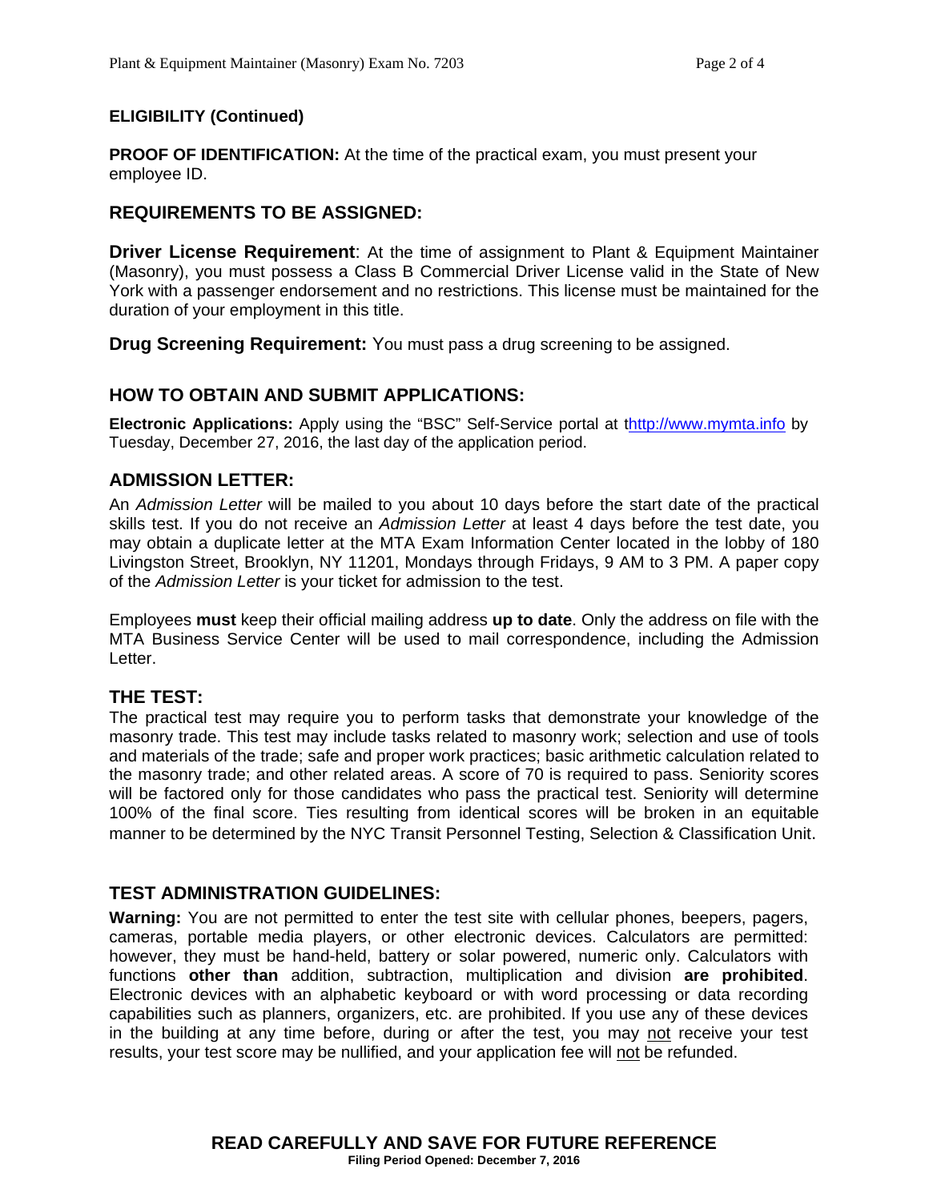**ELIGIBILITY (Continued)**

**PROOF OF IDENTIFICATION:** At the time of the practical exam, you must present your employee ID.

## REQUIREMENTS TO BE ASSIGNED:

**Driver License Requirement**: At the time of assignment to Plant & Equipment Maintainer (Masonry), you must possess a Class B Commercial Driver License valid in the State of New York with a passenger endorsement and no restrictions. This license must be maintained for the duration of your employment in this title.

**Drug Screening Requirement:** You must pass a drug screening to be assigned.

## HOW TO OBTAIN AND SUBMIT APPLICATIONS:

**Electronic Applications:** Apply using the "BSC" Self-Service portal at thttp://www.mymta.info by Tuesday, December 27, 2016, the last day of the application period.

## ADMISSION LETTER:

An *Admission Letter* will be mailed to you about 10 days before the start date of the practical skills test. If you do not receive an *Admission Letter* at least 4 days before the test date, you may obtain a duplicate letter at the MTA Exam Information Center located in the lobby of 180 Livingston Street, Brooklyn, NY 11201, Mondays through Fridays, 9 AM to 3 PM. A paper copy of the *Admission Letter* is your ticket for admission to the test.

Employees **must** keep their official mailing address **up to date**. Only the address on file with the MTA Business Service Center will be used to mail correspondence, including the Admission Letter.

## THE TEST:

The practical test may require you to perform tasks that demonstrate your knowledge of the masonry trade. This test may include tasks related to masonry work; selection and use of tools and materials of the trade; safe and proper work practices; basic arithmetic calculation related to the masonry trade; and other related areas. A score of 70 is required to pass. Seniority scores will be factored only for those candidates who pass the practical test. Seniority will determine 100% of the final score. Ties resulting from identical scores will be broken in an equitable manner to be determined by the NYC Transit Personnel Testing, Selection & Classification Unit.

## TEST ADMINISTRATION GUIDELINES:

**Warning:** You are not permitted to enter the test site with cellular phones, beepers, pagers, cameras, portable media players, or other electronic devices. Calculators are permitted: however, they must be hand-held, battery or solar powered, numeric only. Calculators with functions **other than** addition, subtraction, multiplication and division **are prohibited**. Electronic devices with an alphabetic keyboard or with word processing or data recording capabilities such as planners, organizers, etc. are prohibited. If you use any of these devices in the building at any time before, during or after the test, you may not receive your test results, your test score may be nullified, and your application fee will not be refunded.

**READ CAREFULLY AND SAVE FOR FUTURE REFERENCE**

**Filing Period Opened: December 7, 2016**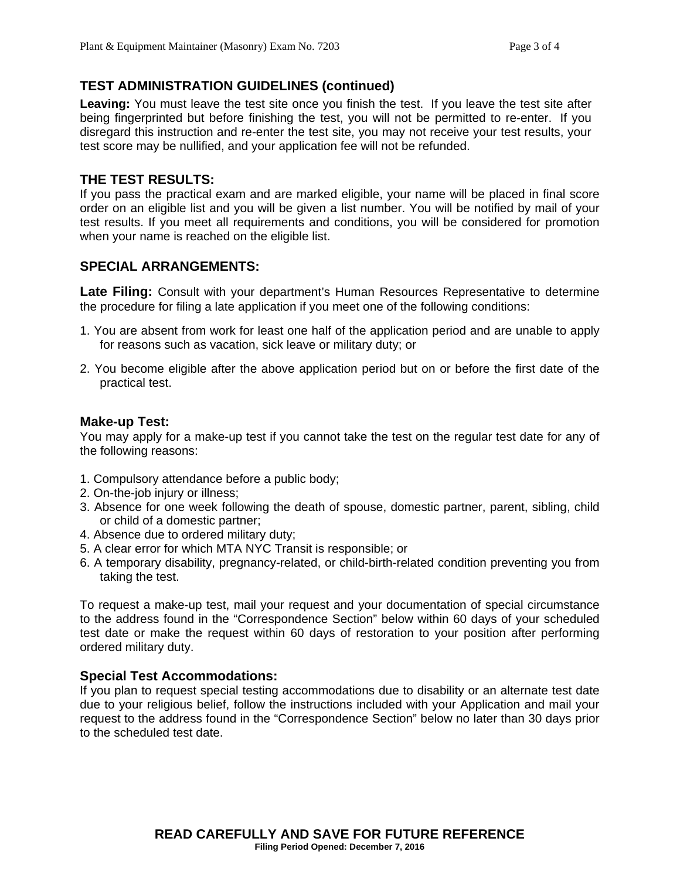## TEST ADMINISTRATION GUIDELINES (continued)

**Leaving:** You must leave the test site once you finish the test. If you leave the test site after being fingerprinted but before finishing the test, you will not be permitted to re-enter. If you disregard this instruction and re-enter the test site, you may not receive your test results, your test score may be nullified, and your application fee will not be refunded.

## THE TEST RESULTS:

If you pass the practical exam and are marked eligible, your name will be placed in final score order on an eligible list and you will be given a list number. You will be notified by mail of your test results. If you meet all requirements and conditions, you will be considered for promotion when your name is reached on the eligible list.

## SPECIAL ARRANGEMENTS:

**Late Filing:** Consult with your department's Human Resources Representative to determine the procedure for filing a late application if you meet one of the following conditions:

1. You are absent from work for least one half of the application period and are unable to apply for reasons such as vacation, sick leave or military duty; or
2. You become eligible after the above application period but on or before the first date of the practical test.

### Make-up Test:

You may apply for a make-up test if you cannot take the test on the regular test date for any of the following reasons:

1. Compulsory attendance before a public body;
2. On-the-job injury or illness;
3. Absence for one week following the death of spouse, domestic partner, parent, sibling, child or child of a domestic partner;
4. Absence due to ordered military duty;
5. A clear error for which MTA NYC Transit is responsible; or
6. A temporary disability, pregnancy-related, or child-birth-related condition preventing you from taking the test.

To request a make-up test, mail your request and your documentation of special circumstance to the address found in the "Correspondence Section" below within 60 days of your scheduled test date or make the request within 60 days of restoration to your position after performing ordered military duty.

### Special Test Accommodations:

If you plan to request special testing accommodations due to disability or an alternate test date due to your religious belief, follow the instructions included with your Application and mail your request to the address found in the "Correspondence Section" below no later than 30 days prior to the scheduled test date.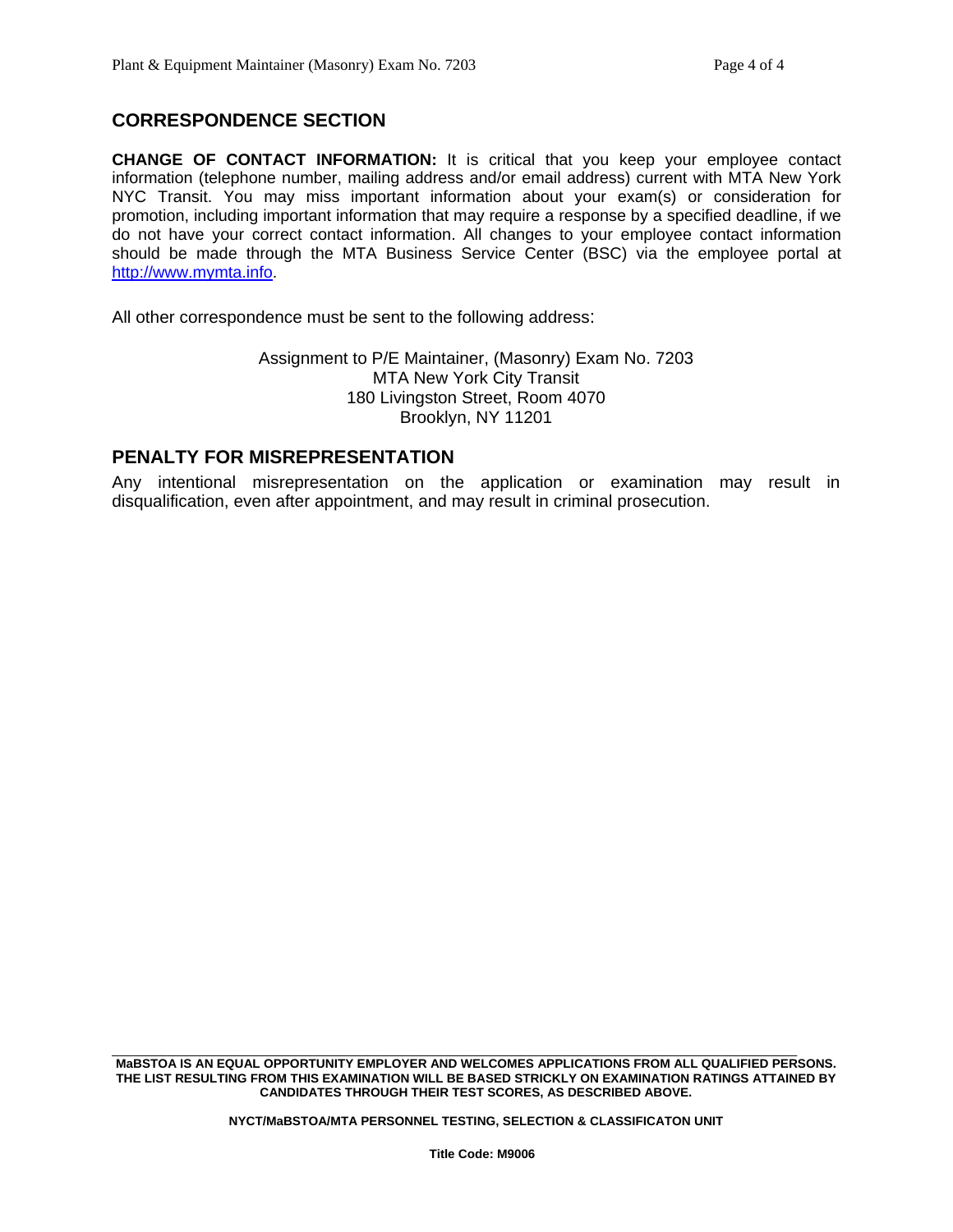## CORRESPONDENCE SECTION

**CHANGE OF CONTACT INFORMATION:** It is critical that you keep your employee contact information (telephone number, mailing address and/or email address) current with MTA New York NYC Transit. You may miss important information about your exam(s) or consideration for promotion, including important information that may require a response by a specified deadline, if we do not have your correct contact information. All changes to your employee contact information should be made through the MTA Business Service Center (BSC) via the employee portal at http://www.mymta.info.

All other correspondence must be sent to the following address:

Assignment to P/E Maintainer, (Masonry) Exam No. 7203
MTA New York City Transit
180 Livingston Street, Room 4070
Brooklyn, NY 11201

## PENALTY FOR MISREPRESENTATION

Any intentional misrepresentation on the application or examination may result in disqualification, even after appointment, and may result in criminal prosecution.

---

**MaBSTOA IS AN EQUAL OPPORTUNITY EMPLOYER AND WELCOMES APPLICATIONS FROM ALL QUALIFIED PERSONS. THE LIST RESULTING FROM THIS EXAMINATION WILL BE BASED STRICKLY ON EXAMINATION RATINGS ATTAINED BY CANDIDATES THROUGH THEIR TEST SCORES, AS DESCRIBED ABOVE.**

**NYCT/MaBSTOA/MTA PERSONNEL TESTING, SELECTION & CLASSIFICATON UNIT**

**Title Code: M9006**